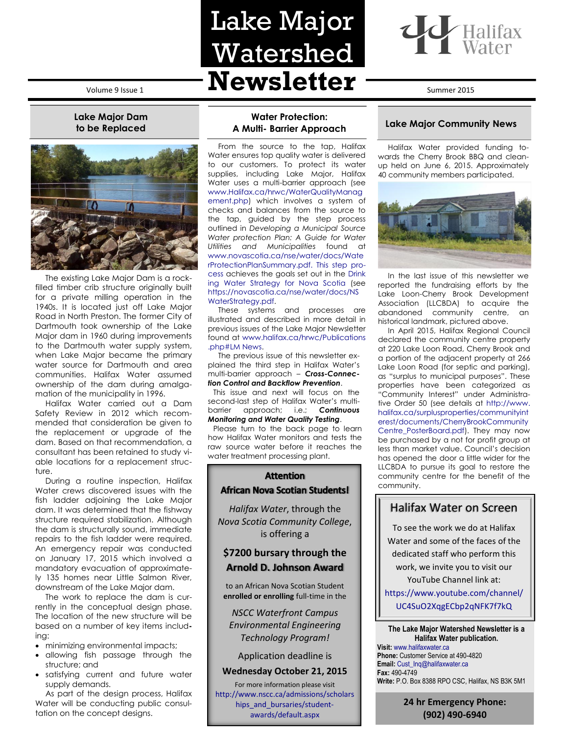# Lake Major Watershed Newsletter

Volume 9 Issue 1 — Summer 2015

Halifax Water

## Lake Major Dam to be Replaced

The existing Lake Major Dam is a rock-filled timber crib structure originally built for a private milling operation in the 1940s. It is located just off Lake Major Road in North Preston. The former City of Dartmouth took ownership of the Lake Major dam in 1960 during improvements to the Dartmouth water supply system, when Lake Major became the primary water source for Dartmouth and area communities. Halifax Water assumed ownership of the dam during amalgamation of the municipality in 1996.

Halifax Water carried out a Dam Safety Review in 2012 which recommended that consideration be given to the replacement or upgrade of the dam. Based on that recommendation, a consultant has been retained to study viable locations for a replacement structure.

During a routine inspection, Halifax Water crews discovered issues with the fish ladder adjoining the Lake Major dam. It was determined that the fishway structure required stabilization. Although the dam is structurally sound, immediate repairs to the fish ladder were required. An emergency repair was conducted on January 17, 2015 which involved a mandatory evacuation of approximately 135 homes near Little Salmon River, downstream of the Lake Major dam.

The work to replace the dam is currently in the conceptual design phase. The location of the new structure will be based on a number of key items including:

- minimizing environmental impacts;
- allowing fish passage through the structure; and
- satisfying current and future water supply demands.

As part of the design process, Halifax Water will be conducting public consultation on the concept designs.

## Water Protection: A Multi- Barrier Approach

From the source to the tap, Halifax Water ensures top quality water is delivered to our customers. To protect its water supplies, including Lake Major, Halifax Water uses a multi-barrier approach (see www.Halifax.ca/hrwc/WaterQualityManagement.php) which involves a system of checks and balances from the source to the tap, guided by the step process outlined in *Developing a Municipal Source Water protection Plan: A Guide for Water Utilities and Municipalities* found at www.novascotia.ca/nse/water/docs/WaterProtectionPlanSummary.pdf. This step process achieves the goals set out in the Drinking Water Strategy for Nova Scotia (see https://novascotia.ca/nse/water/docs/NSWaterStrategy.pdf.

These systems and processes are illustrated and described in more detail in previous issues of the Lake Major Newsletter found at www.halifax.ca/hrwc/Publications.php#LM News.

The previous issue of this newsletter explained the third step in Halifax Water's multi-barrier approach – ***Cross-Connection Control and Backflow Prevention***.

This issue and next will focus on the second-last step of Halifax Water's multi-barrier approach; i.e.; ***Continuous Monitoring and Water Quality Testing***.

Please turn to the back page to learn how Halifax Water monitors and tests the raw source water before it reaches the water treatment processing plant.

### Attention African Nova Scotian Students!

*Halifax Water*, through the *Nova Scotia Community College*, is offering a

**$7200 bursary through the Arnold D. Johnson Award**

to an African Nova Scotian Student **enrolled or enrolling** full-time in the

*NSCC Waterfront Campus Environmental Engineering Technology Program!*

Application deadline is

**Wednesday October 21, 2015**

For more information please visit http://www.nscc.ca/admissions/scholarships_and_bursaries/student-awards/default.aspx

## Lake Major Community News

Halifax Water provided funding towards the Cherry Brook BBQ and clean-up held on June 6, 2015. Approximately 40 community members participated.

In the last issue of this newsletter we reported the fundraising efforts by the Lake Loon-Cherry Brook Development Association (LLCBDA) to acquire the abandoned community centre, an historical landmark, pictured above.

In April 2015, Halifax Regional Council declared the community centre property at 220 Lake Loon Road, Cherry Brook and a portion of the adjacent property at 266 Lake Loon Road (for septic and parking), as "surplus to municipal purposes". These properties have been categorized as "Community Interest" under Administrative Order 50 (see details at http://www.halifax.ca/surplusproperties/communityinterest/documents/CherryBrookCommunityCentre_PosterBoard.pdf). They may now be purchased by a not for profit group at less than market value. Council's decision has opened the door a little wider for the LLCBDA to pursue its goal to restore the community centre for the benefit of the community.

### Halifax Water on Screen

To see the work we do at Halifax Water and some of the faces of the dedicated staff who perform this work, we invite you to visit our YouTube Channel link at: https://www.youtube.com/channel/UC4SuO2XqgECbp2qNFK7f7kQ

**The Lake Major Watershed Newsletter is a Halifax Water publication.**

**Visit:** www.halifaxwater.ca
**Phone:** Customer Service at 490-4820
**Email:** Cust_Inq@halifaxwater.ca
**Fax:** 490-4749
**Write:** P.O. Box 8388 RPO CSC, Halifax, NS B3K 5M1

**24 hr Emergency Phone: (902) 490-6940**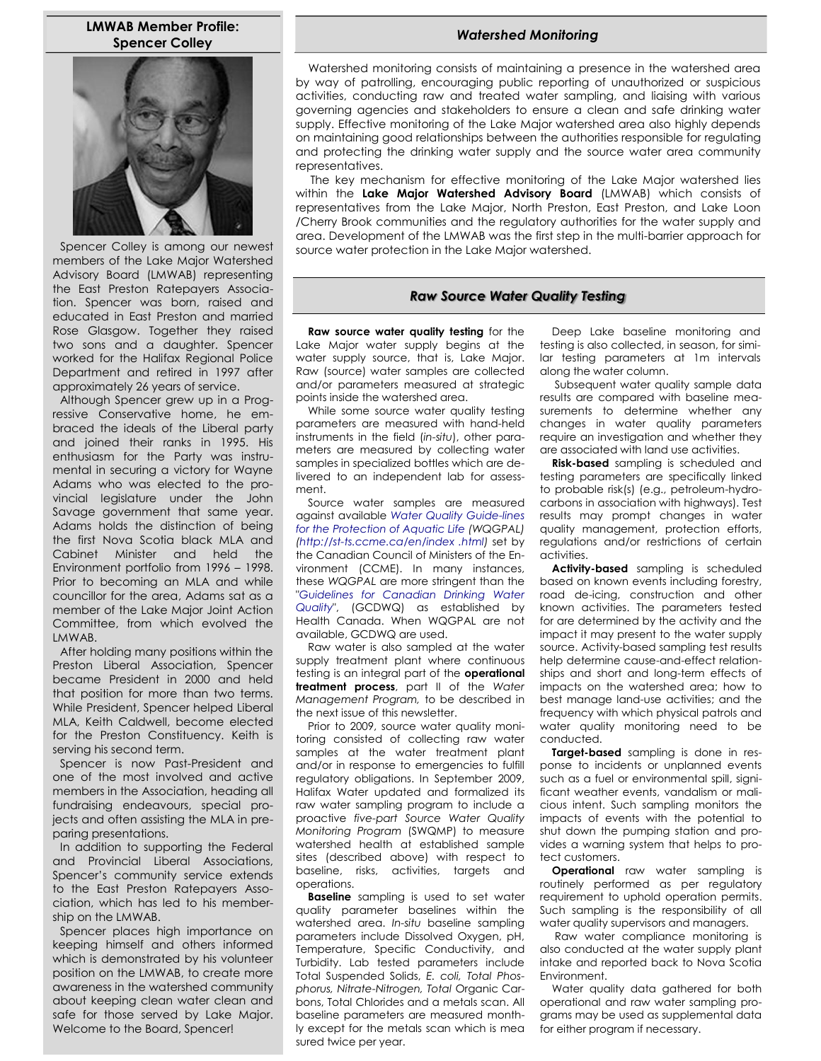## LMWAB Member Profile: Spencer Colley

Spencer Colley is among our newest members of the Lake Major Watershed Advisory Board (LMWAB) representing the East Preston Ratepayers Association. Spencer was born, raised and educated in East Preston and married Rose Glasgow. Together they raised two sons and a daughter. Spencer worked for the Halifax Regional Police Department and retired in 1997 after approximately 26 years of service.

Although Spencer grew up in a Progressive Conservative home, he embraced the ideals of the Liberal party and joined their ranks in 1995. His enthusiasm for the Party was instrumental in securing a victory for Wayne Adams who was elected to the provincial legislature under the John Savage government that same year. Adams holds the distinction of being the first Nova Scotia black MLA and Cabinet Minister and held the Environment portfolio from 1996 – 1998. Prior to becoming an MLA and while councillor for the area, Adams sat as a member of the Lake Major Joint Action Committee, from which evolved the LMWAB.

After holding many positions within the Preston Liberal Association, Spencer became President in 2000 and held that position for more than two terms. While President, Spencer helped Liberal MLA, Keith Caldwell, become elected for the Preston Constituency. Keith is serving his second term.

Spencer is now Past-President and one of the most involved and active members in the Association, heading all fundraising endeavours, special projects and often assisting the MLA in preparing presentations.

In addition to supporting the Federal and Provincial Liberal Associations, Spencer's community service extends to the East Preston Ratepayers Association, which has led to his membership on the LMWAB.

Spencer places high importance on keeping himself and others informed which is demonstrated by his volunteer position on the LMWAB, to create more awareness in the watershed community about keeping clean water clean and safe for those served by Lake Major. Welcome to the Board, Spencer!

## *Watershed Monitoring*

Watershed monitoring consists of maintaining a presence in the watershed area by way of patrolling, encouraging public reporting of unauthorized or suspicious activities, conducting raw and treated water sampling, and liaising with various governing agencies and stakeholders to ensure a clean and safe drinking water supply. Effective monitoring of the Lake Major watershed area also highly depends on maintaining good relationships between the authorities responsible for regulating and protecting the drinking water supply and the source water area community representatives.

The key mechanism for effective monitoring of the Lake Major watershed lies within the **Lake Major Watershed Advisory Board** (LMWAB) which consists of representatives from the Lake Major, North Preston, East Preston, and Lake Loon /Cherry Brook communities and the regulatory authorities for the water supply and area. Development of the LMWAB was the first step in the multi-barrier approach for source water protection in the Lake Major watershed.

## *Raw Source Water Quality Testing*

**Raw source water quality testing** for the Lake Major water supply begins at the water supply source, that is, Lake Major. Raw (source) water samples are collected and/or parameters measured at strategic points inside the watershed area.

While some source water quality testing parameters are measured with hand-held instruments in the field (*in-situ*), other parameters are measured by collecting water samples in specialized bottles which are delivered to an independent lab for assessment.

Source water samples are measured against available *Water Quality Guide-lines for the Protection of Aquatic Life (WQGPAL) (http://st-ts.ccme.ca/en/index .html)* set by the Canadian Council of Ministers of the Environment (CCME). In many instances, these *WQGPAL* are more stringent than the "*Guidelines for Canadian Drinking Water Quality*", (GCDWQ) as established by Health Canada. When WQGPAL are not available, GCDWQ are used.

Raw water is also sampled at the water supply treatment plant where continuous testing is an integral part of the **operational treatment process**, part II of the *Water Management Program*, to be described in the next issue of this newsletter.

Prior to 2009, source water quality monitoring consisted of collecting raw water samples at the water treatment plant and/or in response to emergencies to fulfill regulatory obligations. In September 2009, Halifax Water updated and formalized its raw water sampling program to include a proactive *five-part Source Water Quality Monitoring Program* (SWQMP) to measure watershed health at established sample sites (described above) with respect to baseline, risks, activities, targets and operations.

**Baseline** sampling is used to set water quality parameter baselines within the watershed area. *In-situ* baseline sampling parameters include Dissolved Oxygen, pH, Temperature, Specific Conductivity, and Turbidity. Lab tested parameters include Total Suspended Solids, *E. coli, Total Phosphorus, Nitrate-Nitrogen, Total* Organic Carbons, Total Chlorides and a metals scan. All baseline parameters are measured monthly except for the metals scan which is measured twice per year.

Deep Lake baseline monitoring and testing is also collected, in season, for similar testing parameters at 1m intervals along the water column.

Subsequent water quality sample data results are compared with baseline measurements to determine whether any changes in water quality parameters require an investigation and whether they are associated with land use activities.

**Risk-based** sampling is scheduled and testing parameters are specifically linked to probable risk(s) (e.g., petroleum-hydrocarbons in association with highways). Test results may prompt changes in water quality management, protection efforts, regulations and/or restrictions of certain activities.

**Activity-based** sampling is scheduled based on known events including forestry, road de-icing, construction and other known activities. The parameters tested for are determined by the activity and the impact it may present to the water supply source. Activity-based sampling test results help determine cause-and-effect relationships and short and long-term effects of impacts on the watershed area; how to best manage land-use activities; and the frequency with which physical patrols and water quality monitoring need to be conducted.

**Target-based** sampling is done in response to incidents or unplanned events such as a fuel or environmental spill, significant weather events, vandalism or malicious intent. Such sampling monitors the impacts of events with the potential to shut down the pumping station and provides a warning system that helps to protect customers.

**Operational** raw water sampling is routinely performed as per regulatory requirement to uphold operation permits. Such sampling is the responsibility of all water quality supervisors and managers.

Raw water compliance monitoring is also conducted at the water supply plant intake and reported back to Nova Scotia Environment.

Water quality data gathered for both operational and raw water sampling programs may be used as supplemental data for either program if necessary.